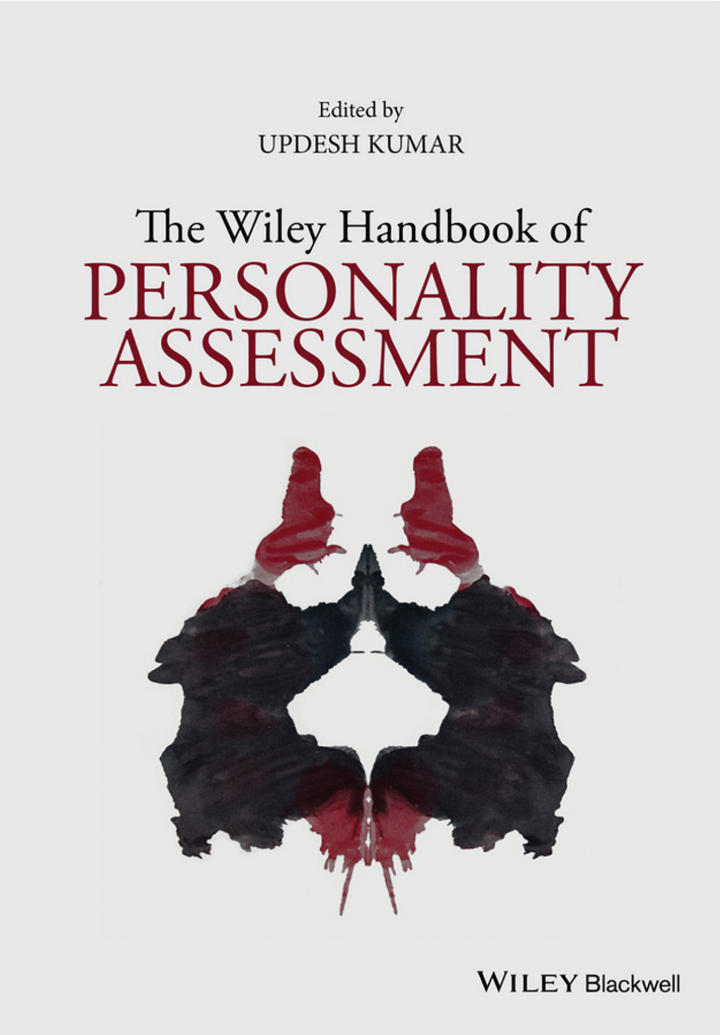Edited by

UPDESH KUMAR

# The Wiley Handbook of PERSONALITY ASSESSMENT

WILEY Blackwell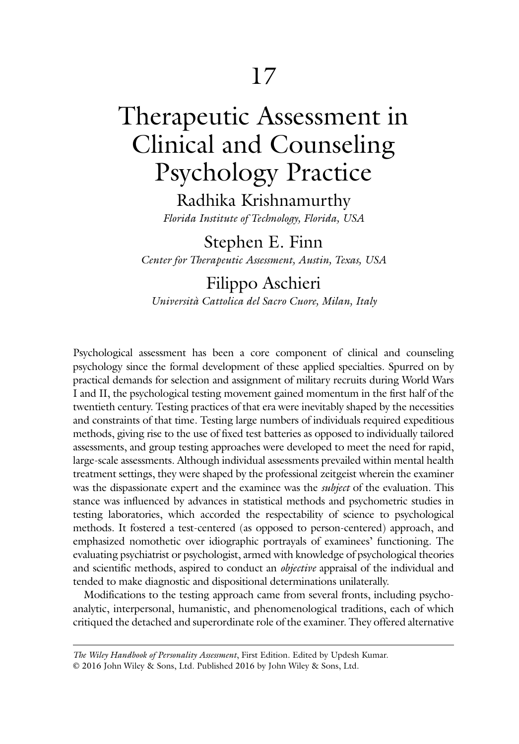# 17

# Therapeutic Assessment in Clinical and Counseling Psychology Practice

Radhika Krishnamurthy
*Florida Institute of Technology, Florida, USA*

Stephen E. Finn
*Center for Therapeutic Assessment, Austin, Texas, USA*

Filippo Aschieri
*Università Cattolica del Sacro Cuore, Milan, Italy*

Psychological assessment has been a core component of clinical and counseling psychology since the formal development of these applied specialties. Spurred on by practical demands for selection and assignment of military recruits during World Wars I and II, the psychological testing movement gained momentum in the first half of the twentieth century. Testing practices of that era were inevitably shaped by the necessities and constraints of that time. Testing large numbers of individuals required expeditious methods, giving rise to the use of fixed test batteries as opposed to individually tailored assessments, and group testing approaches were developed to meet the need for rapid, large-scale assessments. Although individual assessments prevailed within mental health treatment settings, they were shaped by the professional zeitgeist wherein the examiner was the dispassionate expert and the examinee was the *subject* of the evaluation. This stance was influenced by advances in statistical methods and psychometric studies in testing laboratories, which accorded the respectability of science to psychological methods. It fostered a test-centered (as opposed to person-centered) approach, and emphasized nomothetic over idiographic portrayals of examinees' functioning. The evaluating psychiatrist or psychologist, armed with knowledge of psychological theories and scientific methods, aspired to conduct an *objective* appraisal of the individual and tended to make diagnostic and dispositional determinations unilaterally.

Modifications to the testing approach came from several fronts, including psychoanalytic, interpersonal, humanistic, and phenomenological traditions, each of which critiqued the detached and superordinate role of the examiner. They offered alternative

*The Wiley Handbook of Personality Assessment*, First Edition. Edited by Updesh Kumar.
© 2016 John Wiley & Sons, Ltd. Published 2016 by John Wiley & Sons, Ltd.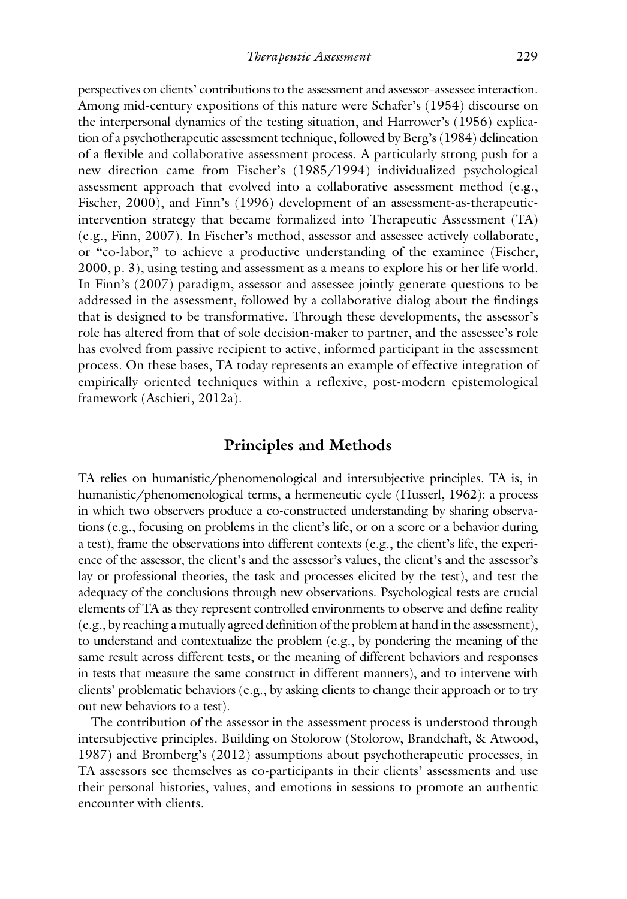perspectives on clients' contributions to the assessment and assessor–assessee interaction. Among mid-century expositions of this nature were Schafer's (1954) discourse on the interpersonal dynamics of the testing situation, and Harrower's (1956) explication of a psychotherapeutic assessment technique, followed by Berg's (1984) delineation of a flexible and collaborative assessment process. A particularly strong push for a new direction came from Fischer's (1985/1994) individualized psychological assessment approach that evolved into a collaborative assessment method (e.g., Fischer, 2000), and Finn's (1996) development of an assessment-as-therapeutic-intervention strategy that became formalized into Therapeutic Assessment (TA) (e.g., Finn, 2007). In Fischer's method, assessor and assessee actively collaborate, or "co-labor," to achieve a productive understanding of the examinee (Fischer, 2000, p. 3), using testing and assessment as a means to explore his or her life world. In Finn's (2007) paradigm, assessor and assessee jointly generate questions to be addressed in the assessment, followed by a collaborative dialog about the findings that is designed to be transformative. Through these developments, the assessor's role has altered from that of sole decision-maker to partner, and the assessee's role has evolved from passive recipient to active, informed participant in the assessment process. On these bases, TA today represents an example of effective integration of empirically oriented techniques within a reflexive, post-modern epistemological framework (Aschieri, 2012a).

## Principles and Methods

TA relies on humanistic/phenomenological and intersubjective principles. TA is, in humanistic/phenomenological terms, a hermeneutic cycle (Husserl, 1962): a process in which two observers produce a co-constructed understanding by sharing observations (e.g., focusing on problems in the client's life, or on a score or a behavior during a test), frame the observations into different contexts (e.g., the client's life, the experience of the assessor, the client's and the assessor's values, the client's and the assessor's lay or professional theories, the task and processes elicited by the test), and test the adequacy of the conclusions through new observations. Psychological tests are crucial elements of TA as they represent controlled environments to observe and define reality (e.g., by reaching a mutually agreed definition of the problem at hand in the assessment), to understand and contextualize the problem (e.g., by pondering the meaning of the same result across different tests, or the meaning of different behaviors and responses in tests that measure the same construct in different manners), and to intervene with clients' problematic behaviors (e.g., by asking clients to change their approach or to try out new behaviors to a test).

The contribution of the assessor in the assessment process is understood through intersubjective principles. Building on Stolorow (Stolorow, Brandchaft, & Atwood, 1987) and Bromberg's (2012) assumptions about psychotherapeutic processes, in TA assessors see themselves as co-participants in their clients' assessments and use their personal histories, values, and emotions in sessions to promote an authentic encounter with clients.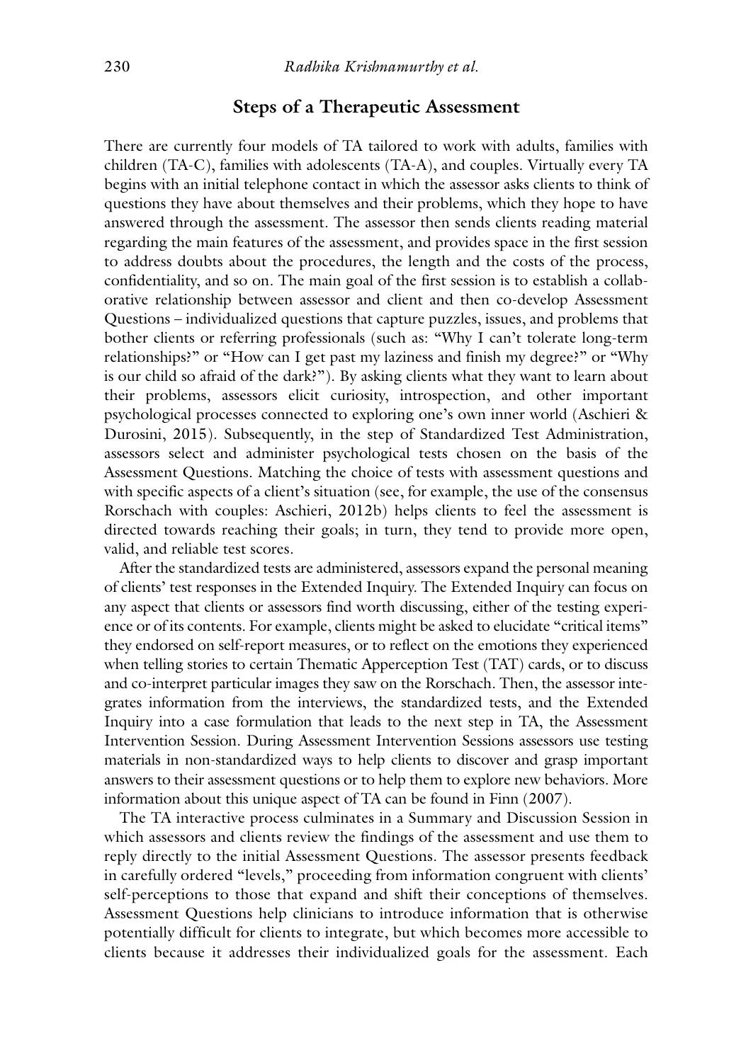## Steps of a Therapeutic Assessment

There are currently four models of TA tailored to work with adults, families with children (TA-C), families with adolescents (TA-A), and couples. Virtually every TA begins with an initial telephone contact in which the assessor asks clients to think of questions they have about themselves and their problems, which they hope to have answered through the assessment. The assessor then sends clients reading material regarding the main features of the assessment, and provides space in the first session to address doubts about the procedures, the length and the costs of the process, confidentiality, and so on. The main goal of the first session is to establish a collaborative relationship between assessor and client and then co-develop Assessment Questions – individualized questions that capture puzzles, issues, and problems that bother clients or referring professionals (such as: "Why I can't tolerate long-term relationships?" or "How can I get past my laziness and finish my degree?" or "Why is our child so afraid of the dark?"). By asking clients what they want to learn about their problems, assessors elicit curiosity, introspection, and other important psychological processes connected to exploring one's own inner world (Aschieri & Durosini, 2015). Subsequently, in the step of Standardized Test Administration, assessors select and administer psychological tests chosen on the basis of the Assessment Questions. Matching the choice of tests with assessment questions and with specific aspects of a client's situation (see, for example, the use of the consensus Rorschach with couples: Aschieri, 2012b) helps clients to feel the assessment is directed towards reaching their goals; in turn, they tend to provide more open, valid, and reliable test scores.

After the standardized tests are administered, assessors expand the personal meaning of clients' test responses in the Extended Inquiry. The Extended Inquiry can focus on any aspect that clients or assessors find worth discussing, either of the testing experience or of its contents. For example, clients might be asked to elucidate "critical items" they endorsed on self-report measures, or to reflect on the emotions they experienced when telling stories to certain Thematic Apperception Test (TAT) cards, or to discuss and co-interpret particular images they saw on the Rorschach. Then, the assessor integrates information from the interviews, the standardized tests, and the Extended Inquiry into a case formulation that leads to the next step in TA, the Assessment Intervention Session. During Assessment Intervention Sessions assessors use testing materials in non-standardized ways to help clients to discover and grasp important answers to their assessment questions or to help them to explore new behaviors. More information about this unique aspect of TA can be found in Finn (2007).

The TA interactive process culminates in a Summary and Discussion Session in which assessors and clients review the findings of the assessment and use them to reply directly to the initial Assessment Questions. The assessor presents feedback in carefully ordered "levels," proceeding from information congruent with clients' self-perceptions to those that expand and shift their conceptions of themselves. Assessment Questions help clinicians to introduce information that is otherwise potentially difficult for clients to integrate, but which becomes more accessible to clients because it addresses their individualized goals for the assessment. Each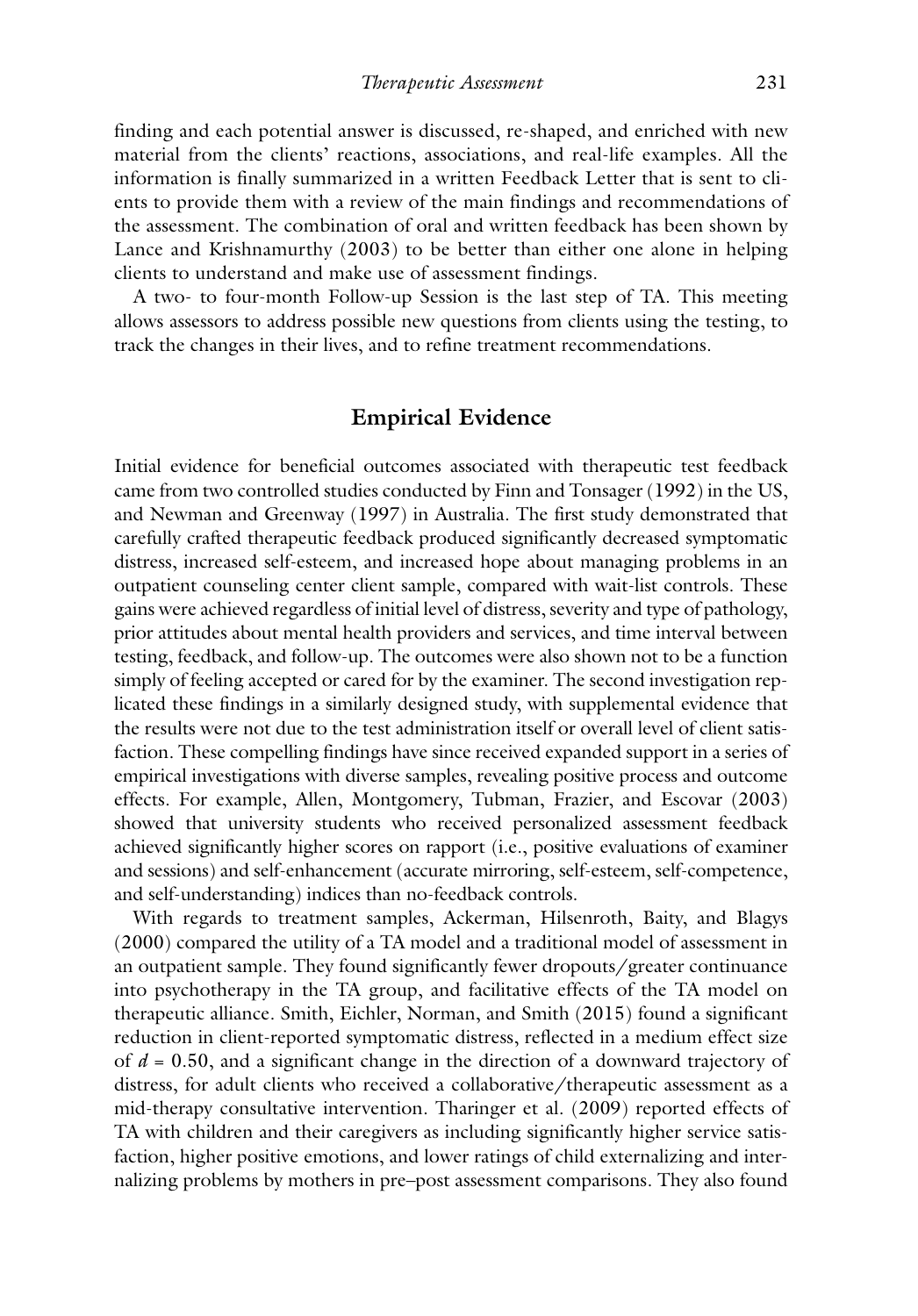finding and each potential answer is discussed, re-shaped, and enriched with new material from the clients' reactions, associations, and real-life examples. All the information is finally summarized in a written Feedback Letter that is sent to clients to provide them with a review of the main findings and recommendations of the assessment. The combination of oral and written feedback has been shown by Lance and Krishnamurthy (2003) to be better than either one alone in helping clients to understand and make use of assessment findings.

A two- to four-month Follow-up Session is the last step of TA. This meeting allows assessors to address possible new questions from clients using the testing, to track the changes in their lives, and to refine treatment recommendations.

## Empirical Evidence

Initial evidence for beneficial outcomes associated with therapeutic test feedback came from two controlled studies conducted by Finn and Tonsager (1992) in the US, and Newman and Greenway (1997) in Australia. The first study demonstrated that carefully crafted therapeutic feedback produced significantly decreased symptomatic distress, increased self-esteem, and increased hope about managing problems in an outpatient counseling center client sample, compared with wait-list controls. These gains were achieved regardless of initial level of distress, severity and type of pathology, prior attitudes about mental health providers and services, and time interval between testing, feedback, and follow-up. The outcomes were also shown not to be a function simply of feeling accepted or cared for by the examiner. The second investigation replicated these findings in a similarly designed study, with supplemental evidence that the results were not due to the test administration itself or overall level of client satisfaction. These compelling findings have since received expanded support in a series of empirical investigations with diverse samples, revealing positive process and outcome effects. For example, Allen, Montgomery, Tubman, Frazier, and Escovar (2003) showed that university students who received personalized assessment feedback achieved significantly higher scores on rapport (i.e., positive evaluations of examiner and sessions) and self-enhancement (accurate mirroring, self-esteem, self-competence, and self-understanding) indices than no-feedback controls.

With regards to treatment samples, Ackerman, Hilsenroth, Baity, and Blagys (2000) compared the utility of a TA model and a traditional model of assessment in an outpatient sample. They found significantly fewer dropouts/greater continuance into psychotherapy in the TA group, and facilitative effects of the TA model on therapeutic alliance. Smith, Eichler, Norman, and Smith (2015) found a significant reduction in client-reported symptomatic distress, reflected in a medium effect size of $d = 0.50$, and a significant change in the direction of a downward trajectory of distress, for adult clients who received a collaborative/therapeutic assessment as a mid-therapy consultative intervention. Tharinger et al. (2009) reported effects of TA with children and their caregivers as including significantly higher service satisfaction, higher positive emotions, and lower ratings of child externalizing and internalizing problems by mothers in pre–post assessment comparisons. They also found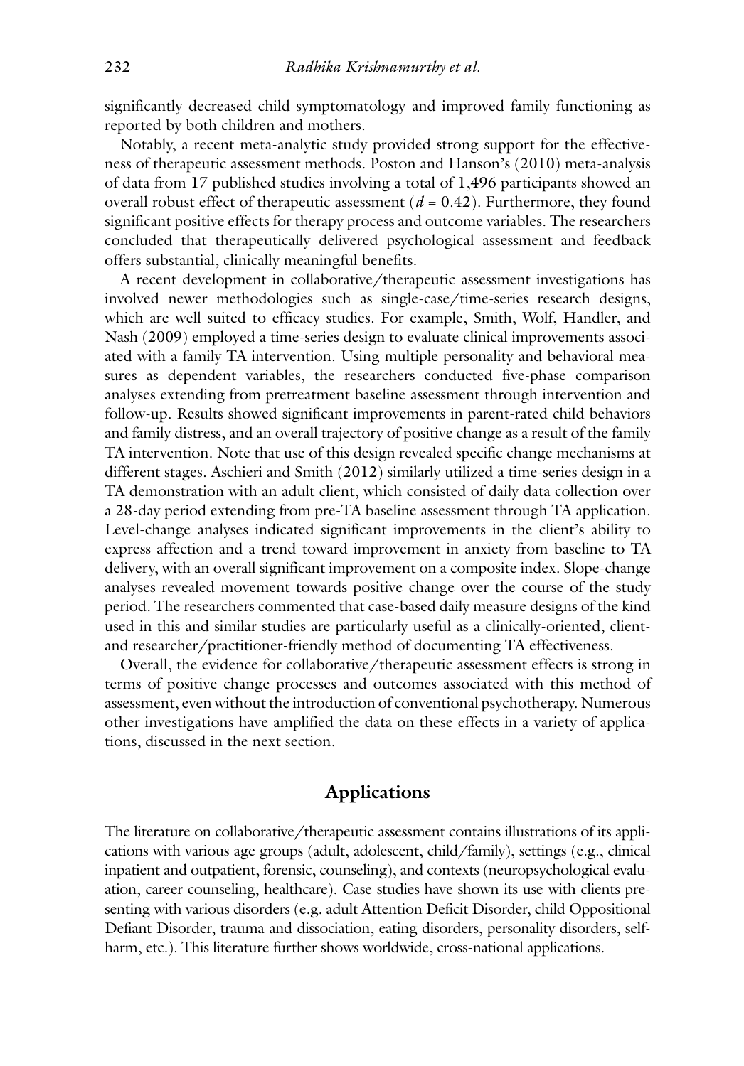significantly decreased child symptomatology and improved family functioning as reported by both children and mothers.

Notably, a recent meta-analytic study provided strong support for the effectiveness of therapeutic assessment methods. Poston and Hanson's (2010) meta-analysis of data from 17 published studies involving a total of 1,496 participants showed an overall robust effect of therapeutic assessment ($d = 0.42$). Furthermore, they found significant positive effects for therapy process and outcome variables. The researchers concluded that therapeutically delivered psychological assessment and feedback offers substantial, clinically meaningful benefits.

A recent development in collaborative/therapeutic assessment investigations has involved newer methodologies such as single-case/time-series research designs, which are well suited to efficacy studies. For example, Smith, Wolf, Handler, and Nash (2009) employed a time-series design to evaluate clinical improvements associated with a family TA intervention. Using multiple personality and behavioral measures as dependent variables, the researchers conducted five-phase comparison analyses extending from pretreatment baseline assessment through intervention and follow-up. Results showed significant improvements in parent-rated child behaviors and family distress, and an overall trajectory of positive change as a result of the family TA intervention. Note that use of this design revealed specific change mechanisms at different stages. Aschieri and Smith (2012) similarly utilized a time-series design in a TA demonstration with an adult client, which consisted of daily data collection over a 28-day period extending from pre-TA baseline assessment through TA application. Level-change analyses indicated significant improvements in the client's ability to express affection and a trend toward improvement in anxiety from baseline to TA delivery, with an overall significant improvement on a composite index. Slope-change analyses revealed movement towards positive change over the course of the study period. The researchers commented that case-based daily measure designs of the kind used in this and similar studies are particularly useful as a clinically-oriented, client- and researcher/practitioner-friendly method of documenting TA effectiveness.

Overall, the evidence for collaborative/therapeutic assessment effects is strong in terms of positive change processes and outcomes associated with this method of assessment, even without the introduction of conventional psychotherapy. Numerous other investigations have amplified the data on these effects in a variety of applications, discussed in the next section.

## Applications

The literature on collaborative/therapeutic assessment contains illustrations of its applications with various age groups (adult, adolescent, child/family), settings (e.g., clinical inpatient and outpatient, forensic, counseling), and contexts (neuropsychological evaluation, career counseling, healthcare). Case studies have shown its use with clients presenting with various disorders (e.g. adult Attention Deficit Disorder, child Oppositional Defiant Disorder, trauma and dissociation, eating disorders, personality disorders, self-harm, etc.). This literature further shows worldwide, cross-national applications.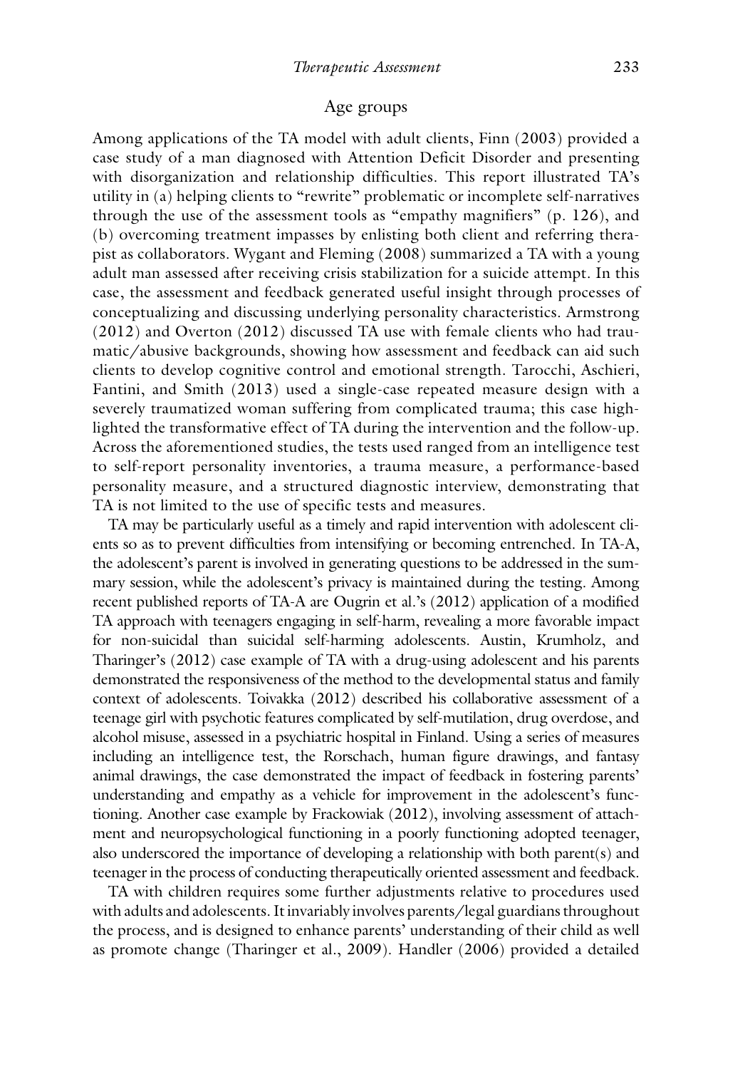## Age groups

Among applications of the TA model with adult clients, Finn (2003) provided a case study of a man diagnosed with Attention Deficit Disorder and presenting with disorganization and relationship difficulties. This report illustrated TA's utility in (a) helping clients to "rewrite" problematic or incomplete self-narratives through the use of the assessment tools as "empathy magnifiers" (p. 126), and (b) overcoming treatment impasses by enlisting both client and referring therapist as collaborators. Wygant and Fleming (2008) summarized a TA with a young adult man assessed after receiving crisis stabilization for a suicide attempt. In this case, the assessment and feedback generated useful insight through processes of conceptualizing and discussing underlying personality characteristics. Armstrong (2012) and Overton (2012) discussed TA use with female clients who had traumatic/abusive backgrounds, showing how assessment and feedback can aid such clients to develop cognitive control and emotional strength. Tarocchi, Aschieri, Fantini, and Smith (2013) used a single-case repeated measure design with a severely traumatized woman suffering from complicated trauma; this case highlighted the transformative effect of TA during the intervention and the follow-up. Across the aforementioned studies, the tests used ranged from an intelligence test to self-report personality inventories, a trauma measure, a performance-based personality measure, and a structured diagnostic interview, demonstrating that TA is not limited to the use of specific tests and measures.

TA may be particularly useful as a timely and rapid intervention with adolescent clients so as to prevent difficulties from intensifying or becoming entrenched. In TA-A, the adolescent's parent is involved in generating questions to be addressed in the summary session, while the adolescent's privacy is maintained during the testing. Among recent published reports of TA-A are Ougrin et al.'s (2012) application of a modified TA approach with teenagers engaging in self-harm, revealing a more favorable impact for non-suicidal than suicidal self-harming adolescents. Austin, Krumholz, and Tharinger's (2012) case example of TA with a drug-using adolescent and his parents demonstrated the responsiveness of the method to the developmental status and family context of adolescents. Toivakka (2012) described his collaborative assessment of a teenage girl with psychotic features complicated by self-mutilation, drug overdose, and alcohol misuse, assessed in a psychiatric hospital in Finland. Using a series of measures including an intelligence test, the Rorschach, human figure drawings, and fantasy animal drawings, the case demonstrated the impact of feedback in fostering parents' understanding and empathy as a vehicle for improvement in the adolescent's functioning. Another case example by Frackowiak (2012), involving assessment of attachment and neuropsychological functioning in a poorly functioning adopted teenager, also underscored the importance of developing a relationship with both parent(s) and teenager in the process of conducting therapeutically oriented assessment and feedback.

TA with children requires some further adjustments relative to procedures used with adults and adolescents. It invariably involves parents/legal guardians throughout the process, and is designed to enhance parents' understanding of their child as well as promote change (Tharinger et al., 2009). Handler (2006) provided a detailed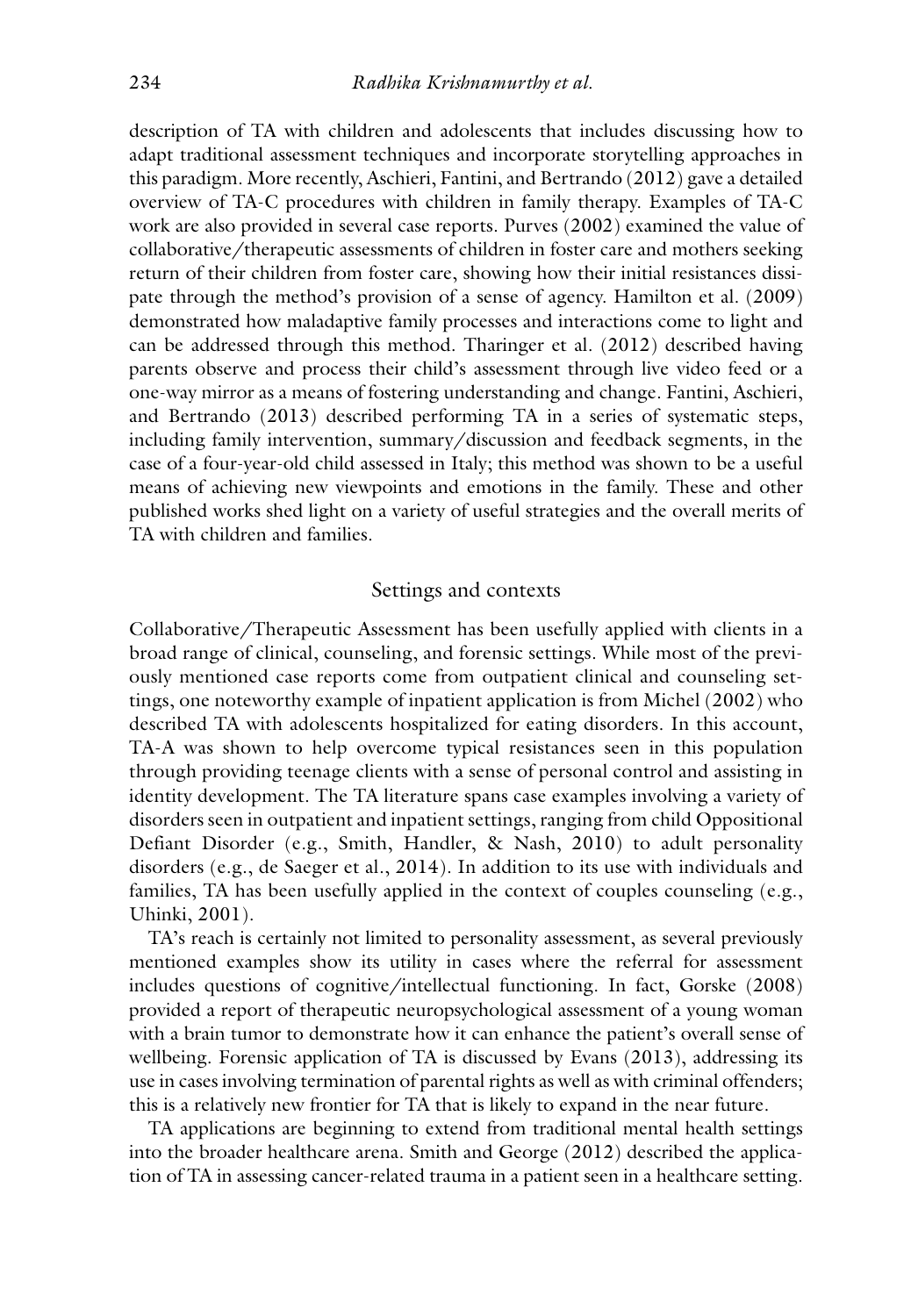description of TA with children and adolescents that includes discussing how to adapt traditional assessment techniques and incorporate storytelling approaches in this paradigm. More recently, Aschieri, Fantini, and Bertrando (2012) gave a detailed overview of TA-C procedures with children in family therapy. Examples of TA-C work are also provided in several case reports. Purves (2002) examined the value of collaborative/therapeutic assessments of children in foster care and mothers seeking return of their children from foster care, showing how their initial resistances dissipate through the method's provision of a sense of agency. Hamilton et al. (2009) demonstrated how maladaptive family processes and interactions come to light and can be addressed through this method. Tharinger et al. (2012) described having parents observe and process their child's assessment through live video feed or a one-way mirror as a means of fostering understanding and change. Fantini, Aschieri, and Bertrando (2013) described performing TA in a series of systematic steps, including family intervention, summary/discussion and feedback segments, in the case of a four-year-old child assessed in Italy; this method was shown to be a useful means of achieving new viewpoints and emotions in the family. These and other published works shed light on a variety of useful strategies and the overall merits of TA with children and families.

## Settings and contexts

Collaborative/Therapeutic Assessment has been usefully applied with clients in a broad range of clinical, counseling, and forensic settings. While most of the previously mentioned case reports come from outpatient clinical and counseling settings, one noteworthy example of inpatient application is from Michel (2002) who described TA with adolescents hospitalized for eating disorders. In this account, TA-A was shown to help overcome typical resistances seen in this population through providing teenage clients with a sense of personal control and assisting in identity development. The TA literature spans case examples involving a variety of disorders seen in outpatient and inpatient settings, ranging from child Oppositional Defiant Disorder (e.g., Smith, Handler, & Nash, 2010) to adult personality disorders (e.g., de Saeger et al., 2014). In addition to its use with individuals and families, TA has been usefully applied in the context of couples counseling (e.g., Uhinki, 2001).

TA's reach is certainly not limited to personality assessment, as several previously mentioned examples show its utility in cases where the referral for assessment includes questions of cognitive/intellectual functioning. In fact, Gorske (2008) provided a report of therapeutic neuropsychological assessment of a young woman with a brain tumor to demonstrate how it can enhance the patient's overall sense of wellbeing. Forensic application of TA is discussed by Evans (2013), addressing its use in cases involving termination of parental rights as well as with criminal offenders; this is a relatively new frontier for TA that is likely to expand in the near future.

TA applications are beginning to extend from traditional mental health settings into the broader healthcare arena. Smith and George (2012) described the application of TA in assessing cancer-related trauma in a patient seen in a healthcare setting.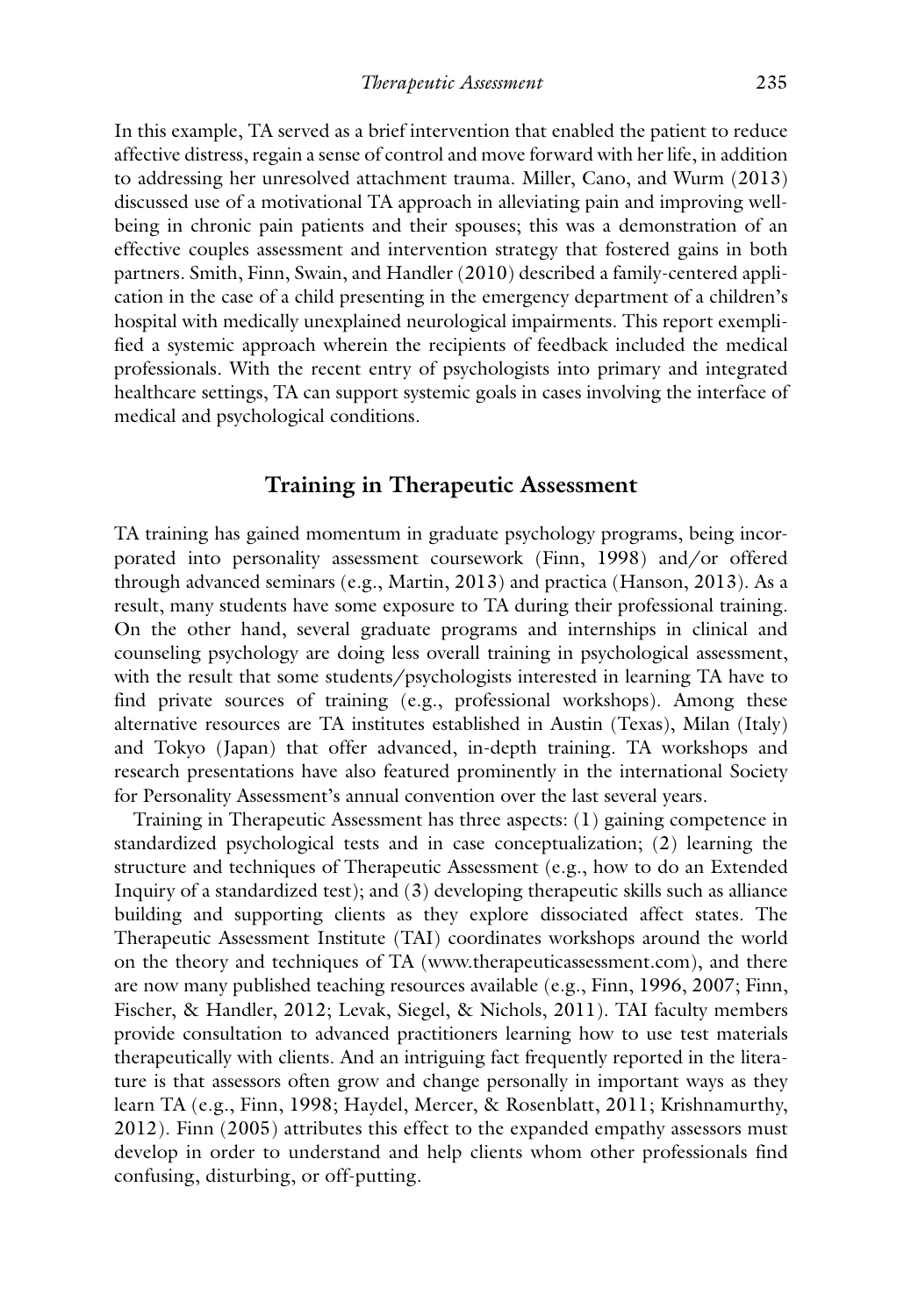In this example, TA served as a brief intervention that enabled the patient to reduce affective distress, regain a sense of control and move forward with her life, in addition to addressing her unresolved attachment trauma. Miller, Cano, and Wurm (2013) discussed use of a motivational TA approach in alleviating pain and improving well-being in chronic pain patients and their spouses; this was a demonstration of an effective couples assessment and intervention strategy that fostered gains in both partners. Smith, Finn, Swain, and Handler (2010) described a family-centered application in the case of a child presenting in the emergency department of a children's hospital with medically unexplained neurological impairments. This report exemplified a systemic approach wherein the recipients of feedback included the medical professionals. With the recent entry of psychologists into primary and integrated healthcare settings, TA can support systemic goals in cases involving the interface of medical and psychological conditions.

## Training in Therapeutic Assessment

TA training has gained momentum in graduate psychology programs, being incorporated into personality assessment coursework (Finn, 1998) and/or offered through advanced seminars (e.g., Martin, 2013) and practica (Hanson, 2013). As a result, many students have some exposure to TA during their professional training. On the other hand, several graduate programs and internships in clinical and counseling psychology are doing less overall training in psychological assessment, with the result that some students/psychologists interested in learning TA have to find private sources of training (e.g., professional workshops). Among these alternative resources are TA institutes established in Austin (Texas), Milan (Italy) and Tokyo (Japan) that offer advanced, in-depth training. TA workshops and research presentations have also featured prominently in the international Society for Personality Assessment's annual convention over the last several years.

Training in Therapeutic Assessment has three aspects: (1) gaining competence in standardized psychological tests and in case conceptualization; (2) learning the structure and techniques of Therapeutic Assessment (e.g., how to do an Extended Inquiry of a standardized test); and (3) developing therapeutic skills such as alliance building and supporting clients as they explore dissociated affect states. The Therapeutic Assessment Institute (TAI) coordinates workshops around the world on the theory and techniques of TA (www.therapeuticassessment.com), and there are now many published teaching resources available (e.g., Finn, 1996, 2007; Finn, Fischer, & Handler, 2012; Levak, Siegel, & Nichols, 2011). TAI faculty members provide consultation to advanced practitioners learning how to use test materials therapeutically with clients. And an intriguing fact frequently reported in the literature is that assessors often grow and change personally in important ways as they learn TA (e.g., Finn, 1998; Haydel, Mercer, & Rosenblatt, 2011; Krishnamurthy, 2012). Finn (2005) attributes this effect to the expanded empathy assessors must develop in order to understand and help clients whom other professionals find confusing, disturbing, or off-putting.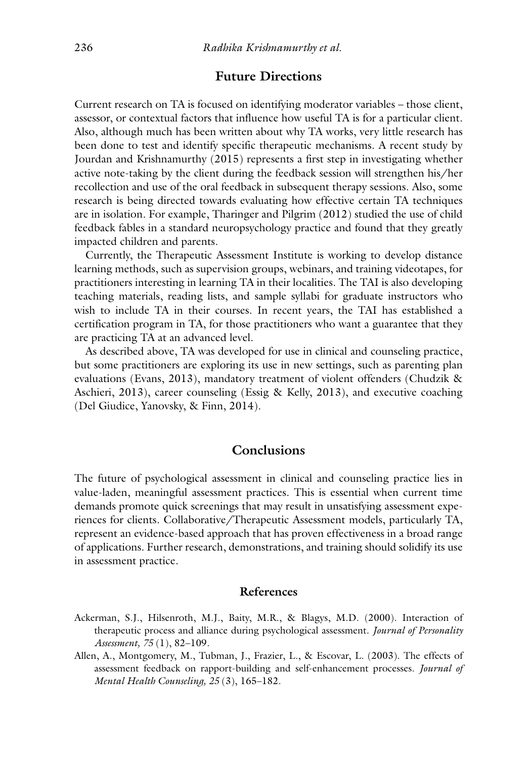## Future Directions

Current research on TA is focused on identifying moderator variables – those client, assessor, or contextual factors that influence how useful TA is for a particular client. Also, although much has been written about why TA works, very little research has been done to test and identify specific therapeutic mechanisms. A recent study by Jourdan and Krishnamurthy (2015) represents a first step in investigating whether active note-taking by the client during the feedback session will strengthen his/her recollection and use of the oral feedback in subsequent therapy sessions. Also, some research is being directed towards evaluating how effective certain TA techniques are in isolation. For example, Tharinger and Pilgrim (2012) studied the use of child feedback fables in a standard neuropsychology practice and found that they greatly impacted children and parents.

Currently, the Therapeutic Assessment Institute is working to develop distance learning methods, such as supervision groups, webinars, and training videotapes, for practitioners interesting in learning TA in their localities. The TAI is also developing teaching materials, reading lists, and sample syllabi for graduate instructors who wish to include TA in their courses. In recent years, the TAI has established a certification program in TA, for those practitioners who want a guarantee that they are practicing TA at an advanced level.

As described above, TA was developed for use in clinical and counseling practice, but some practitioners are exploring its use in new settings, such as parenting plan evaluations (Evans, 2013), mandatory treatment of violent offenders (Chudzik & Aschieri, 2013), career counseling (Essig & Kelly, 2013), and executive coaching (Del Giudice, Yanovsky, & Finn, 2014).

## Conclusions

The future of psychological assessment in clinical and counseling practice lies in value-laden, meaningful assessment practices. This is essential when current time demands promote quick screenings that may result in unsatisfying assessment experiences for clients. Collaborative/Therapeutic Assessment models, particularly TA, represent an evidence-based approach that has proven effectiveness in a broad range of applications. Further research, demonstrations, and training should solidify its use in assessment practice.

### References

Ackerman, S.J., Hilsenroth, M.J., Baity, M.R., & Blagys, M.D. (2000). Interaction of therapeutic process and alliance during psychological assessment. *Journal of Personality Assessment, 75* (1), 82–109.

Allen, A., Montgomery, M., Tubman, J., Frazier, L., & Escovar, L. (2003). The effects of assessment feedback on rapport-building and self-enhancement processes. *Journal of Mental Health Counseling, 25* (3), 165–182.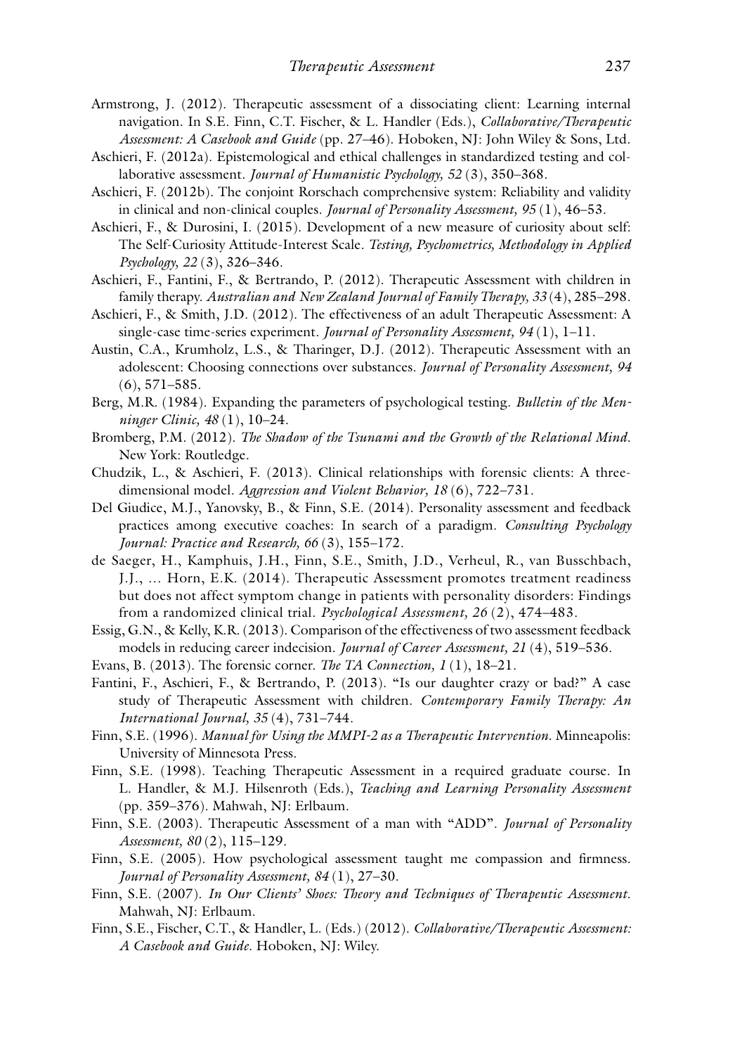Armstrong, J. (2012). Therapeutic assessment of a dissociating client: Learning internal navigation. In S.E. Finn, C.T. Fischer, & L. Handler (Eds.), *Collaborative/Therapeutic Assessment: A Casebook and Guide* (pp. 27–46). Hoboken, NJ: John Wiley & Sons, Ltd.

Aschieri, F. (2012a). Epistemological and ethical challenges in standardized testing and collaborative assessment. *Journal of Humanistic Psychology, 52* (3), 350–368.

Aschieri, F. (2012b). The conjoint Rorschach comprehensive system: Reliability and validity in clinical and non-clinical couples. *Journal of Personality Assessment, 95* (1), 46–53.

Aschieri, F., & Durosini, I. (2015). Development of a new measure of curiosity about self: The Self-Curiosity Attitude-Interest Scale. *Testing, Psychometrics, Methodology in Applied Psychology, 22* (3), 326–346.

Aschieri, F., Fantini, F., & Bertrando, P. (2012). Therapeutic Assessment with children in family therapy. *Australian and New Zealand Journal of Family Therapy, 33* (4), 285–298.

Aschieri, F., & Smith, J.D. (2012). The effectiveness of an adult Therapeutic Assessment: A single-case time-series experiment. *Journal of Personality Assessment, 94* (1), 1–11.

Austin, C.A., Krumholz, L.S., & Tharinger, D.J. (2012). Therapeutic Assessment with an adolescent: Choosing connections over substances. *Journal of Personality Assessment, 94* (6), 571–585.

Berg, M.R. (1984). Expanding the parameters of psychological testing. *Bulletin of the Menninger Clinic, 48* (1), 10–24.

Bromberg, P.M. (2012). *The Shadow of the Tsunami and the Growth of the Relational Mind*. New York: Routledge.

Chudzik, L., & Aschieri, F. (2013). Clinical relationships with forensic clients: A three-dimensional model. *Aggression and Violent Behavior, 18* (6), 722–731.

Del Giudice, M.J., Yanovsky, B., & Finn, S.E. (2014). Personality assessment and feedback practices among executive coaches: In search of a paradigm. *Consulting Psychology Journal: Practice and Research, 66* (3), 155–172.

de Saeger, H., Kamphuis, J.H., Finn, S.E., Smith, J.D., Verheul, R., van Busschbach, J.J., … Horn, E.K. (2014). Therapeutic Assessment promotes treatment readiness but does not affect symptom change in patients with personality disorders: Findings from a randomized clinical trial. *Psychological Assessment, 26* (2), 474–483.

Essig, G.N., & Kelly, K.R. (2013). Comparison of the effectiveness of two assessment feedback models in reducing career indecision. *Journal of Career Assessment, 21* (4), 519–536.

Evans, B. (2013). The forensic corner. *The TA Connection, 1* (1), 18–21.

Fantini, F., Aschieri, F., & Bertrando, P. (2013). "Is our daughter crazy or bad?" A case study of Therapeutic Assessment with children. *Contemporary Family Therapy: An International Journal, 35* (4), 731–744.

Finn, S.E. (1996). *Manual for Using the MMPI-2 as a Therapeutic Intervention*. Minneapolis: University of Minnesota Press.

Finn, S.E. (1998). Teaching Therapeutic Assessment in a required graduate course. In L. Handler, & M.J. Hilsenroth (Eds.), *Teaching and Learning Personality Assessment* (pp. 359–376). Mahwah, NJ: Erlbaum.

Finn, S.E. (2003). Therapeutic Assessment of a man with "ADD". *Journal of Personality Assessment, 80* (2), 115–129.

Finn, S.E. (2005). How psychological assessment taught me compassion and firmness. *Journal of Personality Assessment, 84* (1), 27–30.

Finn, S.E. (2007). *In Our Clients' Shoes: Theory and Techniques of Therapeutic Assessment*. Mahwah, NJ: Erlbaum.

Finn, S.E., Fischer, C.T., & Handler, L. (Eds.) (2012). *Collaborative/Therapeutic Assessment: A Casebook and Guide*. Hoboken, NJ: Wiley.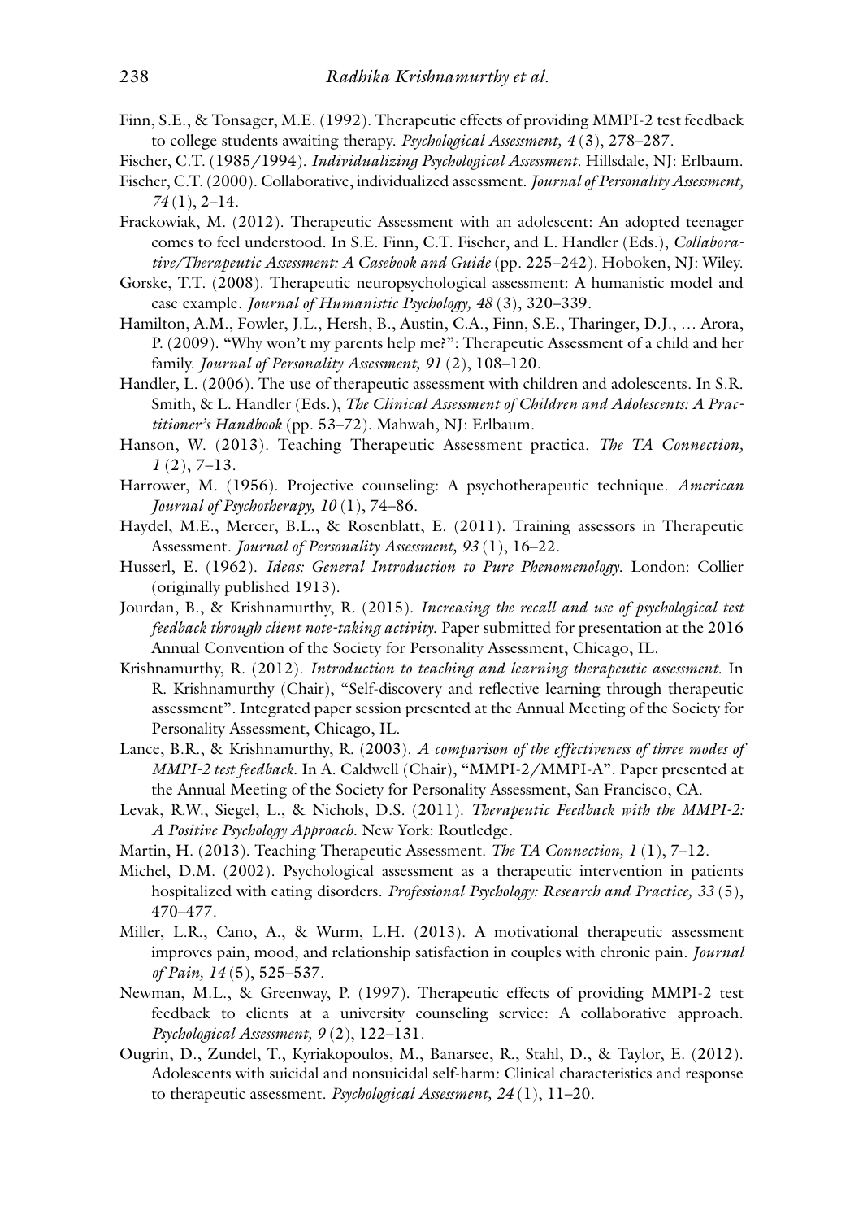Finn, S.E., & Tonsager, M.E. (1992). Therapeutic effects of providing MMPI-2 test feedback to college students awaiting therapy. *Psychological Assessment, 4* (3), 278–287.

Fischer, C.T. (1985/1994). *Individualizing Psychological Assessment*. Hillsdale, NJ: Erlbaum.

Fischer, C.T. (2000). Collaborative, individualized assessment. *Journal of Personality Assessment, 74* (1), 2–14.

Frackowiak, M. (2012). Therapeutic Assessment with an adolescent: An adopted teenager comes to feel understood. In S.E. Finn, C.T. Fischer, and L. Handler (Eds.), *Collaborative/Therapeutic Assessment: A Casebook and Guide* (pp. 225–242). Hoboken, NJ: Wiley.

Gorske, T.T. (2008). Therapeutic neuropsychological assessment: A humanistic model and case example. *Journal of Humanistic Psychology, 48* (3), 320–339.

Hamilton, A.M., Fowler, J.L., Hersh, B., Austin, C.A., Finn, S.E., Tharinger, D.J., ... Arora, P. (2009). "Why won't my parents help me?": Therapeutic Assessment of a child and her family. *Journal of Personality Assessment, 91* (2), 108–120.

Handler, L. (2006). The use of therapeutic assessment with children and adolescents. In S.R. Smith, & L. Handler (Eds.), *The Clinical Assessment of Children and Adolescents: A Practitioner's Handbook* (pp. 53–72). Mahwah, NJ: Erlbaum.

Hanson, W. (2013). Teaching Therapeutic Assessment practica. *The TA Connection, 1* (2), 7–13.

Harrower, M. (1956). Projective counseling: A psychotherapeutic technique. *American Journal of Psychotherapy, 10* (1), 74–86.

Haydel, M.E., Mercer, B.L., & Rosenblatt, E. (2011). Training assessors in Therapeutic Assessment. *Journal of Personality Assessment, 93* (1), 16–22.

Husserl, E. (1962). *Ideas: General Introduction to Pure Phenomenology*. London: Collier (originally published 1913).

Jourdan, B., & Krishnamurthy, R. (2015). *Increasing the recall and use of psychological test feedback through client note-taking activity*. Paper submitted for presentation at the 2016 Annual Convention of the Society for Personality Assessment, Chicago, IL.

Krishnamurthy, R. (2012). *Introduction to teaching and learning therapeutic assessment*. In R. Krishnamurthy (Chair), "Self-discovery and reflective learning through therapeutic assessment". Integrated paper session presented at the Annual Meeting of the Society for Personality Assessment, Chicago, IL.

Lance, B.R., & Krishnamurthy, R. (2003). *A comparison of the effectiveness of three modes of MMPI-2 test feedback*. In A. Caldwell (Chair), "MMPI-2/MMPI-A". Paper presented at the Annual Meeting of the Society for Personality Assessment, San Francisco, CA.

Levak, R.W., Siegel, L., & Nichols, D.S. (2011). *Therapeutic Feedback with the MMPI-2: A Positive Psychology Approach*. New York: Routledge.

Martin, H. (2013). Teaching Therapeutic Assessment. *The TA Connection, 1* (1), 7–12.

Michel, D.M. (2002). Psychological assessment as a therapeutic intervention in patients hospitalized with eating disorders. *Professional Psychology: Research and Practice, 33* (5), 470–477.

Miller, L.R., Cano, A., & Wurm, L.H. (2013). A motivational therapeutic assessment improves pain, mood, and relationship satisfaction in couples with chronic pain. *Journal of Pain, 14* (5), 525–537.

Newman, M.L., & Greenway, P. (1997). Therapeutic effects of providing MMPI-2 test feedback to clients at a university counseling service: A collaborative approach. *Psychological Assessment, 9* (2), 122–131.

Ougrin, D., Zundel, T., Kyriakopoulos, M., Banarsee, R., Stahl, D., & Taylor, E. (2012). Adolescents with suicidal and nonsuicidal self-harm: Clinical characteristics and response to therapeutic assessment. *Psychological Assessment, 24* (1), 11–20.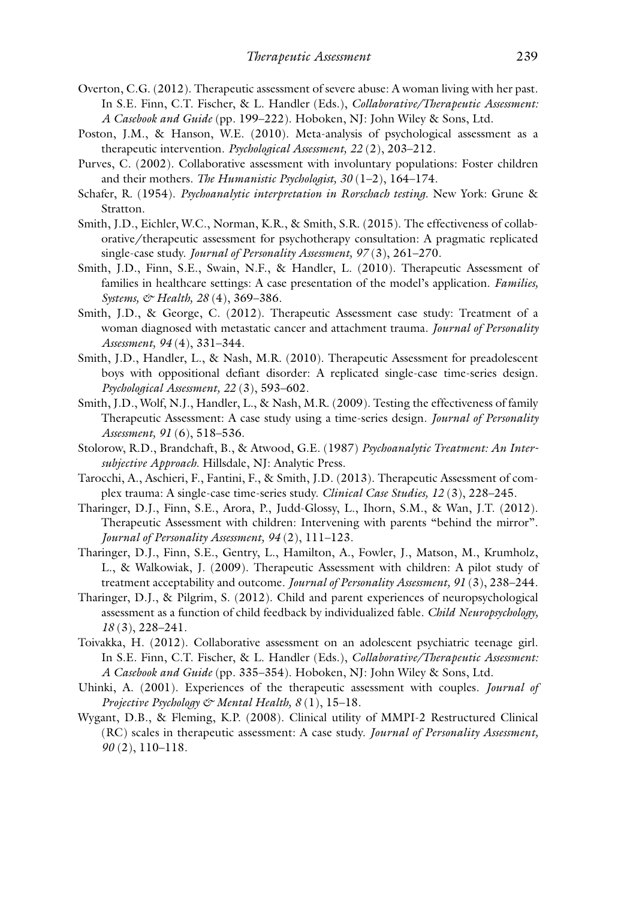Overton, C.G. (2012). Therapeutic assessment of severe abuse: A woman living with her past. In S.E. Finn, C.T. Fischer, & L. Handler (Eds.), *Collaborative/Therapeutic Assessment: A Casebook and Guide* (pp. 199–222). Hoboken, NJ: John Wiley & Sons, Ltd.

Poston, J.M., & Hanson, W.E. (2010). Meta-analysis of psychological assessment as a therapeutic intervention. *Psychological Assessment, 22* (2), 203–212.

Purves, C. (2002). Collaborative assessment with involuntary populations: Foster children and their mothers. *The Humanistic Psychologist, 30* (1–2), 164–174.

Schafer, R. (1954). *Psychoanalytic interpretation in Rorschach testing*. New York: Grune & Stratton.

Smith, J.D., Eichler, W.C., Norman, K.R., & Smith, S.R. (2015). The effectiveness of collaborative/therapeutic assessment for psychotherapy consultation: A pragmatic replicated single-case study. *Journal of Personality Assessment, 97* (3), 261–270.

Smith, J.D., Finn, S.E., Swain, N.F., & Handler, L. (2010). Therapeutic Assessment of families in healthcare settings: A case presentation of the model's application. *Families, Systems, & Health, 28* (4), 369–386.

Smith, J.D., & George, C. (2012). Therapeutic Assessment case study: Treatment of a woman diagnosed with metastatic cancer and attachment trauma. *Journal of Personality Assessment, 94* (4), 331–344.

Smith, J.D., Handler, L., & Nash, M.R. (2010). Therapeutic Assessment for preadolescent boys with oppositional defiant disorder: A replicated single-case time-series design. *Psychological Assessment, 22* (3), 593–602.

Smith, J.D., Wolf, N.J., Handler, L., & Nash, M.R. (2009). Testing the effectiveness of family Therapeutic Assessment: A case study using a time-series design. *Journal of Personality Assessment, 91* (6), 518–536.

Stolorow, R.D., Brandchaft, B., & Atwood, G.E. (1987) *Psychoanalytic Treatment: An Intersubjective Approach*. Hillsdale, NJ: Analytic Press.

Tarocchi, A., Aschieri, F., Fantini, F., & Smith, J.D. (2013). Therapeutic Assessment of complex trauma: A single-case time-series study. *Clinical Case Studies, 12* (3), 228–245.

Tharinger, D.J., Finn, S.E., Arora, P., Judd-Glossy, L., Ihorn, S.M., & Wan, J.T. (2012). Therapeutic Assessment with children: Intervening with parents "behind the mirror". *Journal of Personality Assessment, 94* (2), 111–123.

Tharinger, D.J., Finn, S.E., Gentry, L., Hamilton, A., Fowler, J., Matson, M., Krumholz, L., & Walkowiak, J. (2009). Therapeutic Assessment with children: A pilot study of treatment acceptability and outcome. *Journal of Personality Assessment, 91* (3), 238–244.

Tharinger, D.J., & Pilgrim, S. (2012). Child and parent experiences of neuropsychological assessment as a function of child feedback by individualized fable. *Child Neuropsychology, 18* (3), 228–241.

Toivakka, H. (2012). Collaborative assessment on an adolescent psychiatric teenage girl. In S.E. Finn, C.T. Fischer, & L. Handler (Eds.), *Collaborative/Therapeutic Assessment: A Casebook and Guide* (pp. 335–354). Hoboken, NJ: John Wiley & Sons, Ltd.

Uhinki, A. (2001). Experiences of the therapeutic assessment with couples. *Journal of Projective Psychology & Mental Health, 8* (1), 15–18.

Wygant, D.B., & Fleming, K.P. (2008). Clinical utility of MMPI-2 Restructured Clinical (RC) scales in therapeutic assessment: A case study. *Journal of Personality Assessment, 90* (2), 110–118.